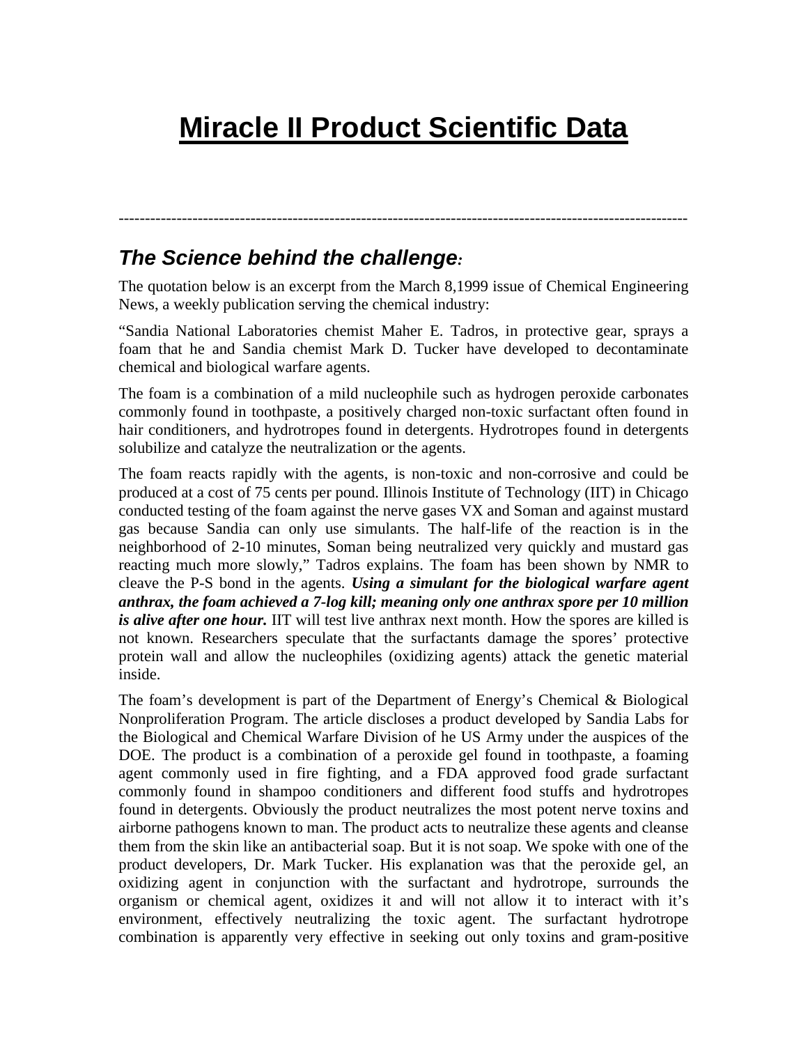# Miracle II Product Scientific Data

---

## *The Science behind the challenge:*

The quotation below is an excerpt from the March 8,1999 issue of Chemical Engineering News, a weekly publication serving the chemical industry:

"Sandia National Laboratories chemist Maher E. Tadros, in protective gear, sprays a foam that he and Sandia chemist Mark D. Tucker have developed to decontaminate chemical and biological warfare agents.

The foam is a combination of a mild nucleophile such as hydrogen peroxide carbonates commonly found in toothpaste, a positively charged non-toxic surfactant often found in hair conditioners, and hydrotropes found in detergents. Hydrotropes found in detergents solubilize and catalyze the neutralization or the agents.

The foam reacts rapidly with the agents, is non-toxic and non-corrosive and could be produced at a cost of 75 cents per pound. Illinois Institute of Technology (IIT) in Chicago conducted testing of the foam against the nerve gases VX and Soman and against mustard gas because Sandia can only use simulants. The half-life of the reaction is in the neighborhood of 2-10 minutes, Soman being neutralized very quickly and mustard gas reacting much more slowly," Tadros explains. The foam has been shown by NMR to cleave the P-S bond in the agents. ***Using a simulant for the biological warfare agent anthrax, the foam achieved a 7-log kill; meaning only one anthrax spore per 10 million is alive after one hour.*** IIT will test live anthrax next month. How the spores are killed is not known. Researchers speculate that the surfactants damage the spores' protective protein wall and allow the nucleophiles (oxidizing agents) attack the genetic material inside.

The foam's development is part of the Department of Energy's Chemical & Biological Nonproliferation Program. The article discloses a product developed by Sandia Labs for the Biological and Chemical Warfare Division of he US Army under the auspices of the DOE. The product is a combination of a peroxide gel found in toothpaste, a foaming agent commonly used in fire fighting, and a FDA approved food grade surfactant commonly found in shampoo conditioners and different food stuffs and hydrotropes found in detergents. Obviously the product neutralizes the most potent nerve toxins and airborne pathogens known to man. The product acts to neutralize these agents and cleanse them from the skin like an antibacterial soap. But it is not soap. We spoke with one of the product developers, Dr. Mark Tucker. His explanation was that the peroxide gel, an oxidizing agent in conjunction with the surfactant and hydrotrope, surrounds the organism or chemical agent, oxidizes it and will not allow it to interact with it's environment, effectively neutralizing the toxic agent. The surfactant hydrotrope combination is apparently very effective in seeking out only toxins and gram-positive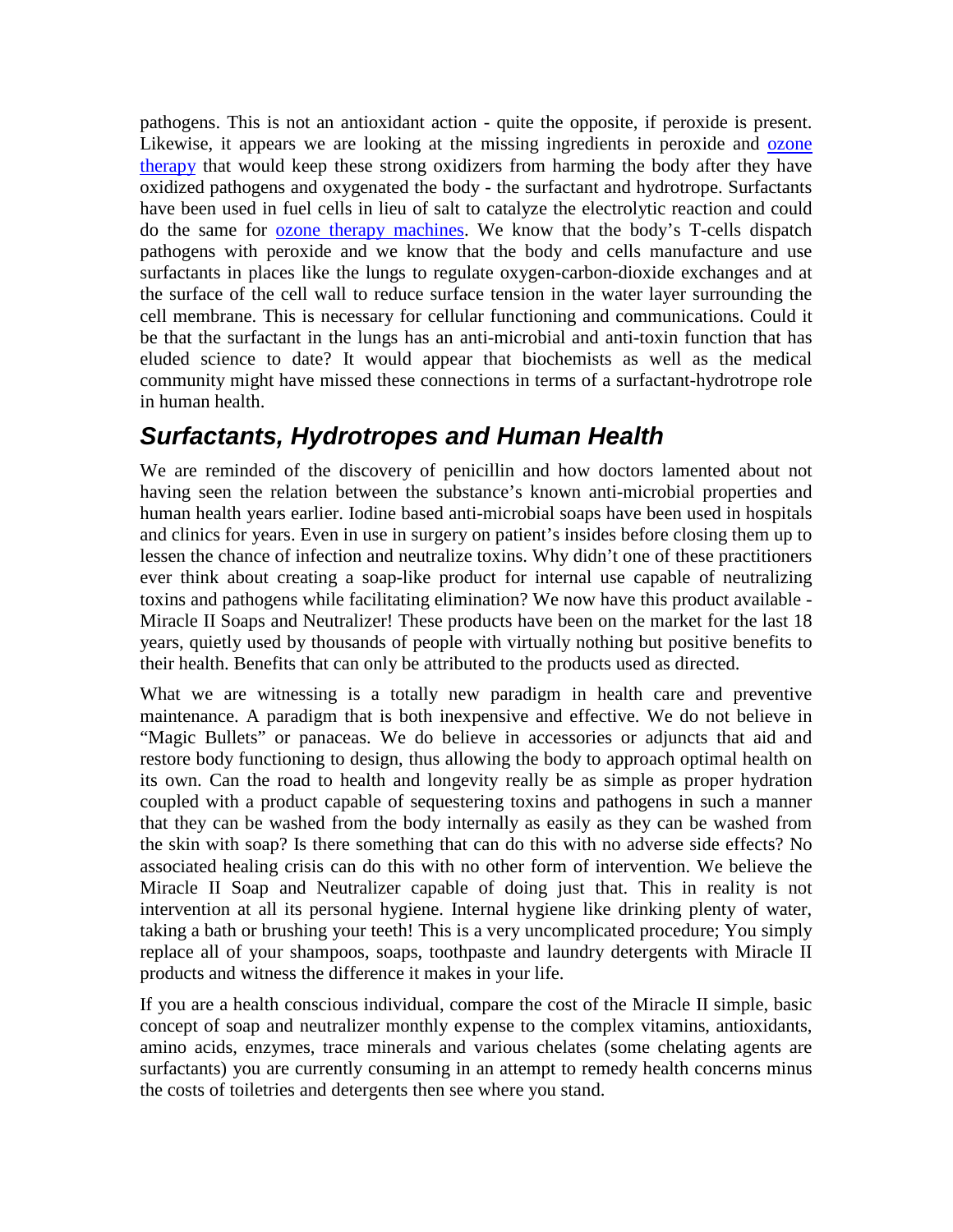pathogens. This is not an antioxidant action - quite the opposite, if peroxide is present. Likewise, it appears we are looking at the missing ingredients in peroxide and [ozone therapy] that would keep these strong oxidizers from harming the body after they have oxidized pathogens and oxygenated the body - the surfactant and hydrotrope. Surfactants have been used in fuel cells in lieu of salt to catalyze the electrolytic reaction and could do the same for [ozone therapy machines]. We know that the body's T-cells dispatch pathogens with peroxide and we know that the body and cells manufacture and use surfactants in places like the lungs to regulate oxygen-carbon-dioxide exchanges and at the surface of the cell wall to reduce surface tension in the water layer surrounding the cell membrane. This is necessary for cellular functioning and communications. Could it be that the surfactant in the lungs has an anti-microbial and anti-toxin function that has eluded science to date? It would appear that biochemists as well as the medical community might have missed these connections in terms of a surfactant-hydrotrope role in human health.

## *Surfactants, Hydrotropes and Human Health*

We are reminded of the discovery of penicillin and how doctors lamented about not having seen the relation between the substance's known anti-microbial properties and human health years earlier. Iodine based anti-microbial soaps have been used in hospitals and clinics for years. Even in use in surgery on patient's insides before closing them up to lessen the chance of infection and neutralize toxins. Why didn't one of these practitioners ever think about creating a soap-like product for internal use capable of neutralizing toxins and pathogens while facilitating elimination? We now have this product available - Miracle II Soaps and Neutralizer! These products have been on the market for the last 18 years, quietly used by thousands of people with virtually nothing but positive benefits to their health. Benefits that can only be attributed to the products used as directed.

What we are witnessing is a totally new paradigm in health care and preventive maintenance. A paradigm that is both inexpensive and effective. We do not believe in "Magic Bullets" or panaceas. We do believe in accessories or adjuncts that aid and restore body functioning to design, thus allowing the body to approach optimal health on its own. Can the road to health and longevity really be as simple as proper hydration coupled with a product capable of sequestering toxins and pathogens in such a manner that they can be washed from the body internally as easily as they can be washed from the skin with soap? Is there something that can do this with no adverse side effects? No associated healing crisis can do this with no other form of intervention. We believe the Miracle II Soap and Neutralizer capable of doing just that. This in reality is not intervention at all its personal hygiene. Internal hygiene like drinking plenty of water, taking a bath or brushing your teeth! This is a very uncomplicated procedure; You simply replace all of your shampoos, soaps, toothpaste and laundry detergents with Miracle II products and witness the difference it makes in your life.

If you are a health conscious individual, compare the cost of the Miracle II simple, basic concept of soap and neutralizer monthly expense to the complex vitamins, antioxidants, amino acids, enzymes, trace minerals and various chelates (some chelating agents are surfactants) you are currently consuming in an attempt to remedy health concerns minus the costs of toiletries and detergents then see where you stand.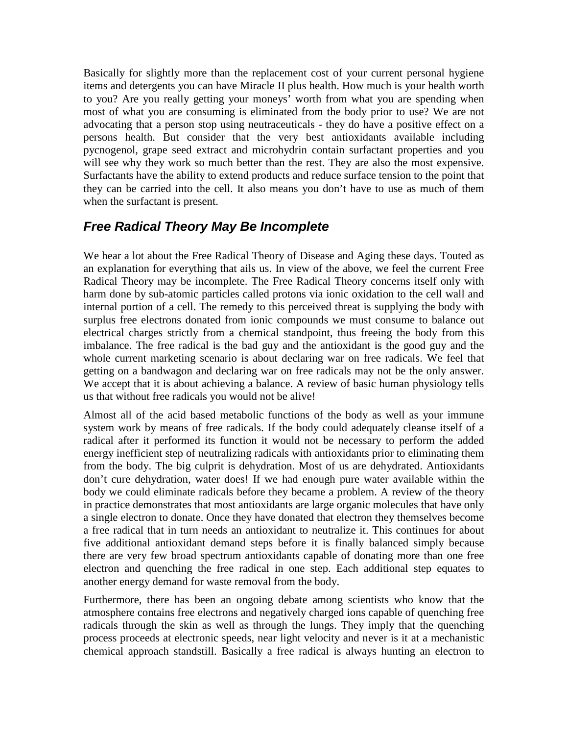Basically for slightly more than the replacement cost of your current personal hygiene items and detergents you can have Miracle II plus health. How much is your health worth to you? Are you really getting your moneys' worth from what you are spending when most of what you are consuming is eliminated from the body prior to use? We are not advocating that a person stop using neutraceuticals - they do have a positive effect on a persons health. But consider that the very best antioxidants available including pycnogenol, grape seed extract and microhydrin contain surfactant properties and you will see why they work so much better than the rest. They are also the most expensive. Surfactants have the ability to extend products and reduce surface tension to the point that they can be carried into the cell. It also means you don't have to use as much of them when the surfactant is present.

## *Free Radical Theory May Be Incomplete*

We hear a lot about the Free Radical Theory of Disease and Aging these days. Touted as an explanation for everything that ails us. In view of the above, we feel the current Free Radical Theory may be incomplete. The Free Radical Theory concerns itself only with harm done by sub-atomic particles called protons via ionic oxidation to the cell wall and internal portion of a cell. The remedy to this perceived threat is supplying the body with surplus free electrons donated from ionic compounds we must consume to balance out electrical charges strictly from a chemical standpoint, thus freeing the body from this imbalance. The free radical is the bad guy and the antioxidant is the good guy and the whole current marketing scenario is about declaring war on free radicals. We feel that getting on a bandwagon and declaring war on free radicals may not be the only answer. We accept that it is about achieving a balance. A review of basic human physiology tells us that without free radicals you would not be alive!

Almost all of the acid based metabolic functions of the body as well as your immune system work by means of free radicals. If the body could adequately cleanse itself of a radical after it performed its function it would not be necessary to perform the added energy inefficient step of neutralizing radicals with antioxidants prior to eliminating them from the body. The big culprit is dehydration. Most of us are dehydrated. Antioxidants don't cure dehydration, water does! If we had enough pure water available within the body we could eliminate radicals before they became a problem. A review of the theory in practice demonstrates that most antioxidants are large organic molecules that have only a single electron to donate. Once they have donated that electron they themselves become a free radical that in turn needs an antioxidant to neutralize it. This continues for about five additional antioxidant demand steps before it is finally balanced simply because there are very few broad spectrum antioxidants capable of donating more than one free electron and quenching the free radical in one step. Each additional step equates to another energy demand for waste removal from the body.

Furthermore, there has been an ongoing debate among scientists who know that the atmosphere contains free electrons and negatively charged ions capable of quenching free radicals through the skin as well as through the lungs. They imply that the quenching process proceeds at electronic speeds, near light velocity and never is it at a mechanistic chemical approach standstill. Basically a free radical is always hunting an electron to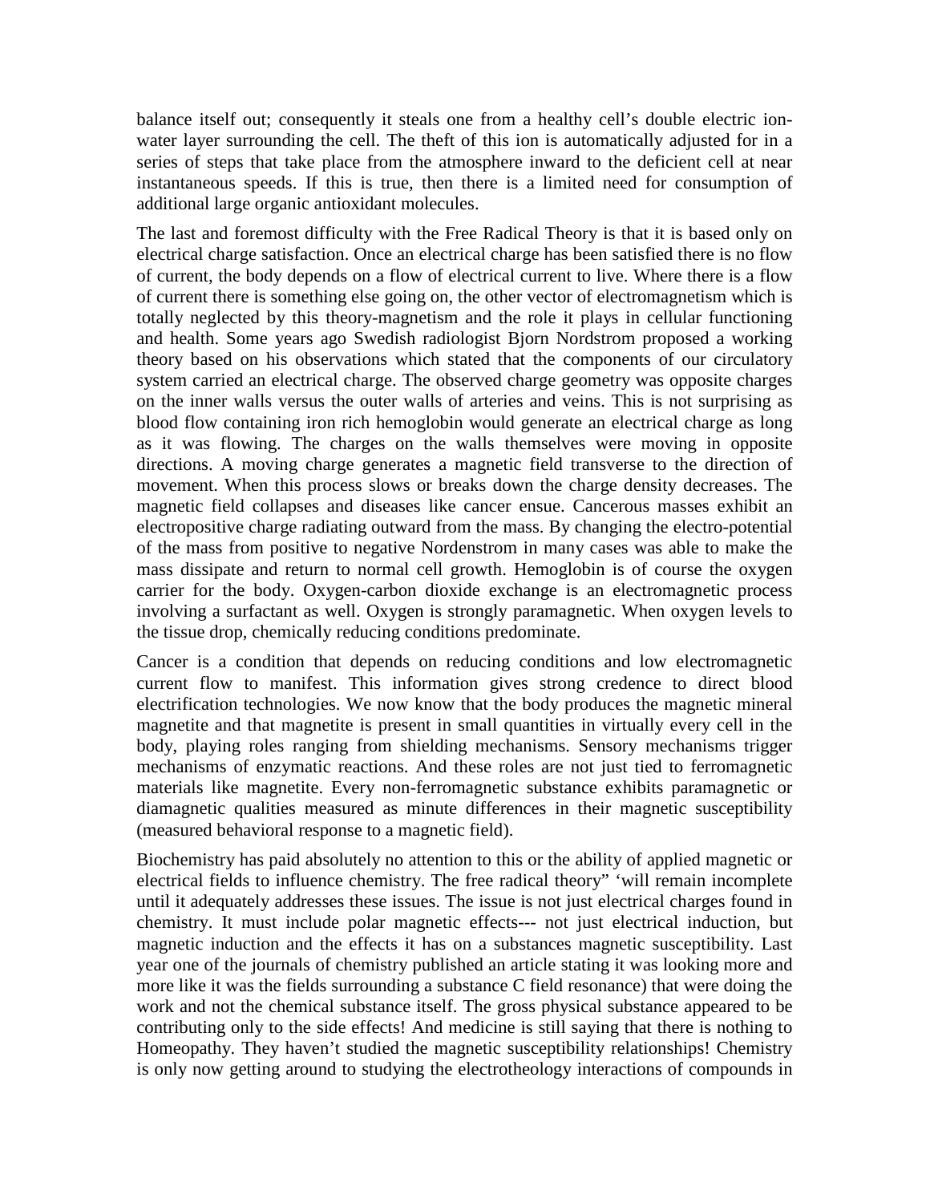balance itself out; consequently it steals one from a healthy cell's double electric ion-water layer surrounding the cell. The theft of this ion is automatically adjusted for in a series of steps that take place from the atmosphere inward to the deficient cell at near instantaneous speeds. If this is true, then there is a limited need for consumption of additional large organic antioxidant molecules.

The last and foremost difficulty with the Free Radical Theory is that it is based only on electrical charge satisfaction. Once an electrical charge has been satisfied there is no flow of current, the body depends on a flow of electrical current to live. Where there is a flow of current there is something else going on, the other vector of electromagnetism which is totally neglected by this theory-magnetism and the role it plays in cellular functioning and health. Some years ago Swedish radiologist Bjorn Nordstrom proposed a working theory based on his observations which stated that the components of our circulatory system carried an electrical charge. The observed charge geometry was opposite charges on the inner walls versus the outer walls of arteries and veins. This is not surprising as blood flow containing iron rich hemoglobin would generate an electrical charge as long as it was flowing. The charges on the walls themselves were moving in opposite directions. A moving charge generates a magnetic field transverse to the direction of movement. When this process slows or breaks down the charge density decreases. The magnetic field collapses and diseases like cancer ensue. Cancerous masses exhibit an electropositive charge radiating outward from the mass. By changing the electro-potential of the mass from positive to negative Nordenstrom in many cases was able to make the mass dissipate and return to normal cell growth. Hemoglobin is of course the oxygen carrier for the body. Oxygen-carbon dioxide exchange is an electromagnetic process involving a surfactant as well. Oxygen is strongly paramagnetic. When oxygen levels to the tissue drop, chemically reducing conditions predominate.

Cancer is a condition that depends on reducing conditions and low electromagnetic current flow to manifest. This information gives strong credence to direct blood electrification technologies. We now know that the body produces the magnetic mineral magnetite and that magnetite is present in small quantities in virtually every cell in the body, playing roles ranging from shielding mechanisms. Sensory mechanisms trigger mechanisms of enzymatic reactions. And these roles are not just tied to ferromagnetic materials like magnetite. Every non-ferromagnetic substance exhibits paramagnetic or diamagnetic qualities measured as minute differences in their magnetic susceptibility (measured behavioral response to a magnetic field).

Biochemistry has paid absolutely no attention to this or the ability of applied magnetic or electrical fields to influence chemistry. The free radical theory" 'will remain incomplete until it adequately addresses these issues. The issue is not just electrical charges found in chemistry. It must include polar magnetic effects--- not just electrical induction, but magnetic induction and the effects it has on a substances magnetic susceptibility. Last year one of the journals of chemistry published an article stating it was looking more and more like it was the fields surrounding a substance C field resonance) that were doing the work and not the chemical substance itself. The gross physical substance appeared to be contributing only to the side effects! And medicine is still saying that there is nothing to Homeopathy. They haven't studied the magnetic susceptibility relationships! Chemistry is only now getting around to studying the electrotheology interactions of compounds in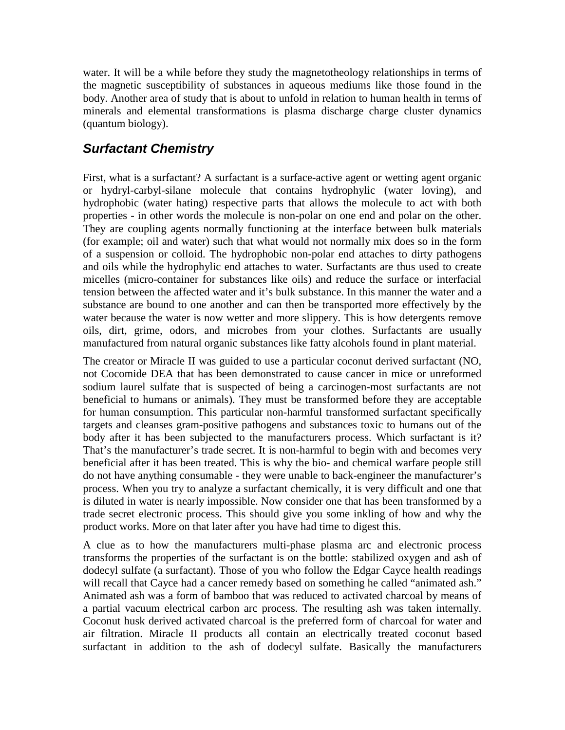water. It will be a while before they study the magnetotheology relationships in terms of the magnetic susceptibility of substances in aqueous mediums like those found in the body. Another area of study that is about to unfold in relation to human health in terms of minerals and elemental transformations is plasma discharge charge cluster dynamics (quantum biology).

## *Surfactant Chemistry*

First, what is a surfactant? A surfactant is a surface-active agent or wetting agent organic or hydryl-carbyl-silane molecule that contains hydrophylic (water loving), and hydrophobic (water hating) respective parts that allows the molecule to act with both properties - in other words the molecule is non-polar on one end and polar on the other. They are coupling agents normally functioning at the interface between bulk materials (for example; oil and water) such that what would not normally mix does so in the form of a suspension or colloid. The hydrophobic non-polar end attaches to dirty pathogens and oils while the hydrophylic end attaches to water. Surfactants are thus used to create micelles (micro-container for substances like oils) and reduce the surface or interfacial tension between the affected water and it's bulk substance. In this manner the water and a substance are bound to one another and can then be transported more effectively by the water because the water is now wetter and more slippery. This is how detergents remove oils, dirt, grime, odors, and microbes from your clothes. Surfactants are usually manufactured from natural organic substances like fatty alcohols found in plant material.

The creator or Miracle II was guided to use a particular coconut derived surfactant (NO, not Cocomide DEA that has been demonstrated to cause cancer in mice or unreformed sodium laurel sulfate that is suspected of being a carcinogen-most surfactants are not beneficial to humans or animals). They must be transformed before they are acceptable for human consumption. This particular non-harmful transformed surfactant specifically targets and cleanses gram-positive pathogens and substances toxic to humans out of the body after it has been subjected to the manufacturers process. Which surfactant is it? That's the manufacturer's trade secret. It is non-harmful to begin with and becomes very beneficial after it has been treated. This is why the bio- and chemical warfare people still do not have anything consumable - they were unable to back-engineer the manufacturer's process. When you try to analyze a surfactant chemically, it is very difficult and one that is diluted in water is nearly impossible. Now consider one that has been transformed by a trade secret electronic process. This should give you some inkling of how and why the product works. More on that later after you have had time to digest this.

A clue as to how the manufacturers multi-phase plasma arc and electronic process transforms the properties of the surfactant is on the bottle: stabilized oxygen and ash of dodecyl sulfate (a surfactant). Those of you who follow the Edgar Cayce health readings will recall that Cayce had a cancer remedy based on something he called "animated ash." Animated ash was a form of bamboo that was reduced to activated charcoal by means of a partial vacuum electrical carbon arc process. The resulting ash was taken internally. Coconut husk derived activated charcoal is the preferred form of charcoal for water and air filtration. Miracle II products all contain an electrically treated coconut based surfactant in addition to the ash of dodecyl sulfate. Basically the manufacturers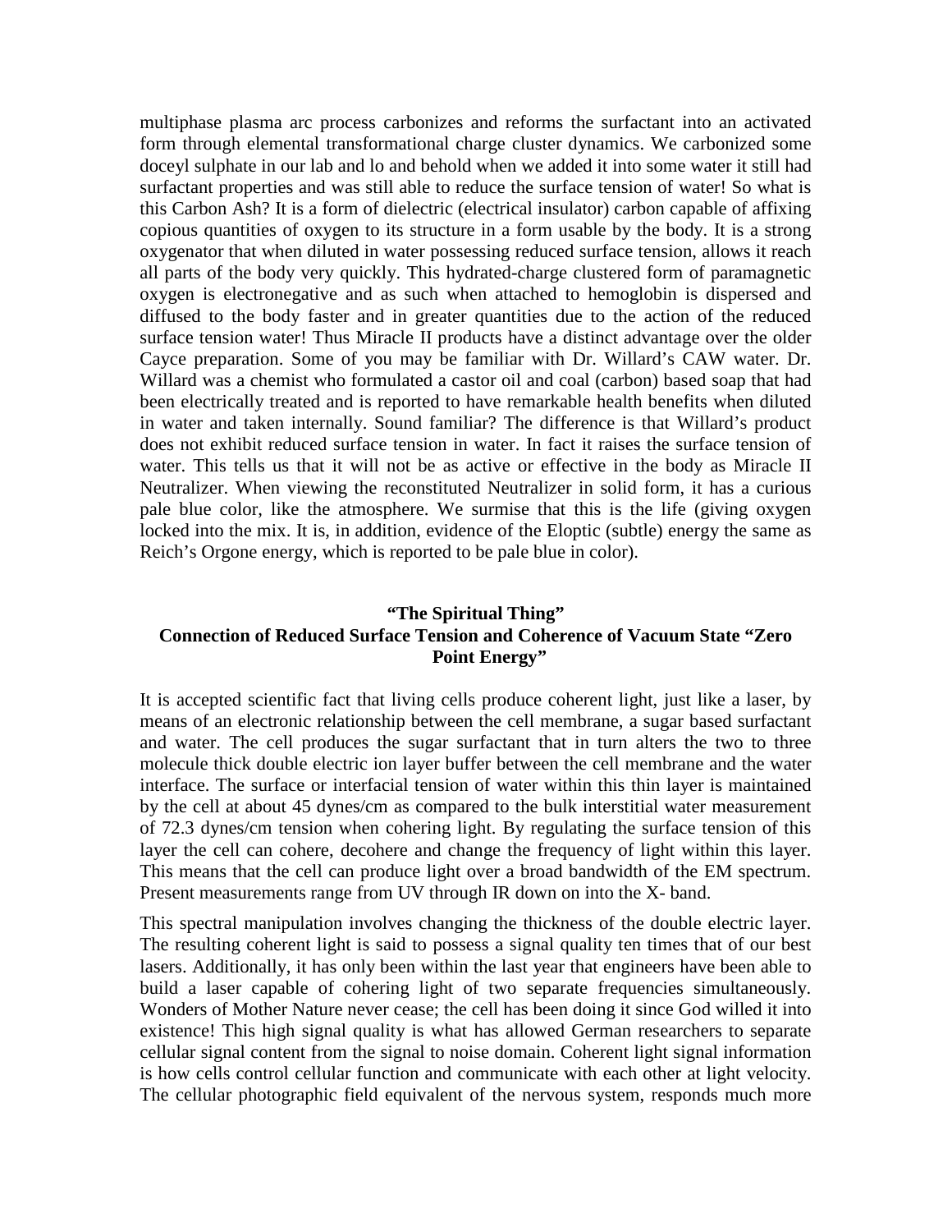multiphase plasma arc process carbonizes and reforms the surfactant into an activated form through elemental transformational charge cluster dynamics. We carbonized some doceyl sulphate in our lab and lo and behold when we added it into some water it still had surfactant properties and was still able to reduce the surface tension of water! So what is this Carbon Ash? It is a form of dielectric (electrical insulator) carbon capable of affixing copious quantities of oxygen to its structure in a form usable by the body. It is a strong oxygenator that when diluted in water possessing reduced surface tension, allows it reach all parts of the body very quickly. This hydrated-charge clustered form of paramagnetic oxygen is electronegative and as such when attached to hemoglobin is dispersed and diffused to the body faster and in greater quantities due to the action of the reduced surface tension water! Thus Miracle II products have a distinct advantage over the older Cayce preparation. Some of you may be familiar with Dr. Willard's CAW water. Dr. Willard was a chemist who formulated a castor oil and coal (carbon) based soap that had been electrically treated and is reported to have remarkable health benefits when diluted in water and taken internally. Sound familiar? The difference is that Willard's product does not exhibit reduced surface tension in water. In fact it raises the surface tension of water. This tells us that it will not be as active or effective in the body as Miracle II Neutralizer. When viewing the reconstituted Neutralizer in solid form, it has a curious pale blue color, like the atmosphere. We surmise that this is the life (giving oxygen locked into the mix. It is, in addition, evidence of the Eloptic (subtle) energy the same as Reich's Orgone energy, which is reported to be pale blue in color).

## "The Spiritual Thing"
## Connection of Reduced Surface Tension and Coherence of Vacuum State "Zero Point Energy"

It is accepted scientific fact that living cells produce coherent light, just like a laser, by means of an electronic relationship between the cell membrane, a sugar based surfactant and water. The cell produces the sugar surfactant that in turn alters the two to three molecule thick double electric ion layer buffer between the cell membrane and the water interface. The surface or interfacial tension of water within this thin layer is maintained by the cell at about 45 dynes/cm as compared to the bulk interstitial water measurement of 72.3 dynes/cm tension when cohering light. By regulating the surface tension of this layer the cell can cohere, decohere and change the frequency of light within this layer. This means that the cell can produce light over a broad bandwidth of the EM spectrum. Present measurements range from UV through IR down on into the X- band.

This spectral manipulation involves changing the thickness of the double electric layer. The resulting coherent light is said to possess a signal quality ten times that of our best lasers. Additionally, it has only been within the last year that engineers have been able to build a laser capable of cohering light of two separate frequencies simultaneously. Wonders of Mother Nature never cease; the cell has been doing it since God willed it into existence! This high signal quality is what has allowed German researchers to separate cellular signal content from the signal to noise domain. Coherent light signal information is how cells control cellular function and communicate with each other at light velocity. The cellular photographic field equivalent of the nervous system, responds much more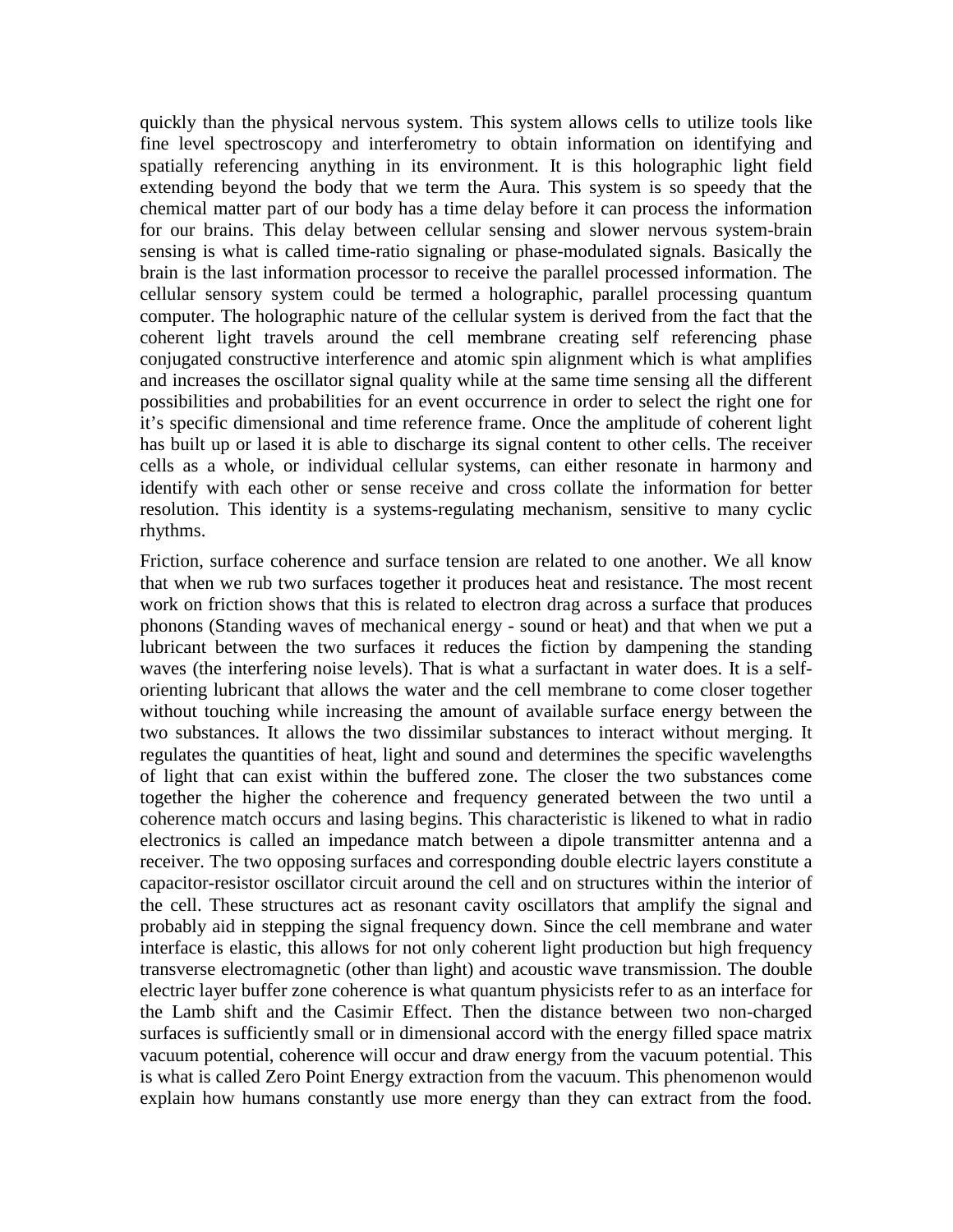quickly than the physical nervous system. This system allows cells to utilize tools like fine level spectroscopy and interferometry to obtain information on identifying and spatially referencing anything in its environment. It is this holographic light field extending beyond the body that we term the Aura. This system is so speedy that the chemical matter part of our body has a time delay before it can process the information for our brains. This delay between cellular sensing and slower nervous system-brain sensing is what is called time-ratio signaling or phase-modulated signals. Basically the brain is the last information processor to receive the parallel processed information. The cellular sensory system could be termed a holographic, parallel processing quantum computer. The holographic nature of the cellular system is derived from the fact that the coherent light travels around the cell membrane creating self referencing phase conjugated constructive interference and atomic spin alignment which is what amplifies and increases the oscillator signal quality while at the same time sensing all the different possibilities and probabilities for an event occurrence in order to select the right one for it's specific dimensional and time reference frame. Once the amplitude of coherent light has built up or lased it is able to discharge its signal content to other cells. The receiver cells as a whole, or individual cellular systems, can either resonate in harmony and identify with each other or sense receive and cross collate the information for better resolution. This identity is a systems-regulating mechanism, sensitive to many cyclic rhythms.

Friction, surface coherence and surface tension are related to one another. We all know that when we rub two surfaces together it produces heat and resistance. The most recent work on friction shows that this is related to electron drag across a surface that produces phonons (Standing waves of mechanical energy - sound or heat) and that when we put a lubricant between the two surfaces it reduces the fiction by dampening the standing waves (the interfering noise levels). That is what a surfactant in water does. It is a self-orienting lubricant that allows the water and the cell membrane to come closer together without touching while increasing the amount of available surface energy between the two substances. It allows the two dissimilar substances to interact without merging. It regulates the quantities of heat, light and sound and determines the specific wavelengths of light that can exist within the buffered zone. The closer the two substances come together the higher the coherence and frequency generated between the two until a coherence match occurs and lasing begins. This characteristic is likened to what in radio electronics is called an impedance match between a dipole transmitter antenna and a receiver. The two opposing surfaces and corresponding double electric layers constitute a capacitor-resistor oscillator circuit around the cell and on structures within the interior of the cell. These structures act as resonant cavity oscillators that amplify the signal and probably aid in stepping the signal frequency down. Since the cell membrane and water interface is elastic, this allows for not only coherent light production but high frequency transverse electromagnetic (other than light) and acoustic wave transmission. The double electric layer buffer zone coherence is what quantum physicists refer to as an interface for the Lamb shift and the Casimir Effect. Then the distance between two non-charged surfaces is sufficiently small or in dimensional accord with the energy filled space matrix vacuum potential, coherence will occur and draw energy from the vacuum potential. This is what is called Zero Point Energy extraction from the vacuum. This phenomenon would explain how humans constantly use more energy than they can extract from the food.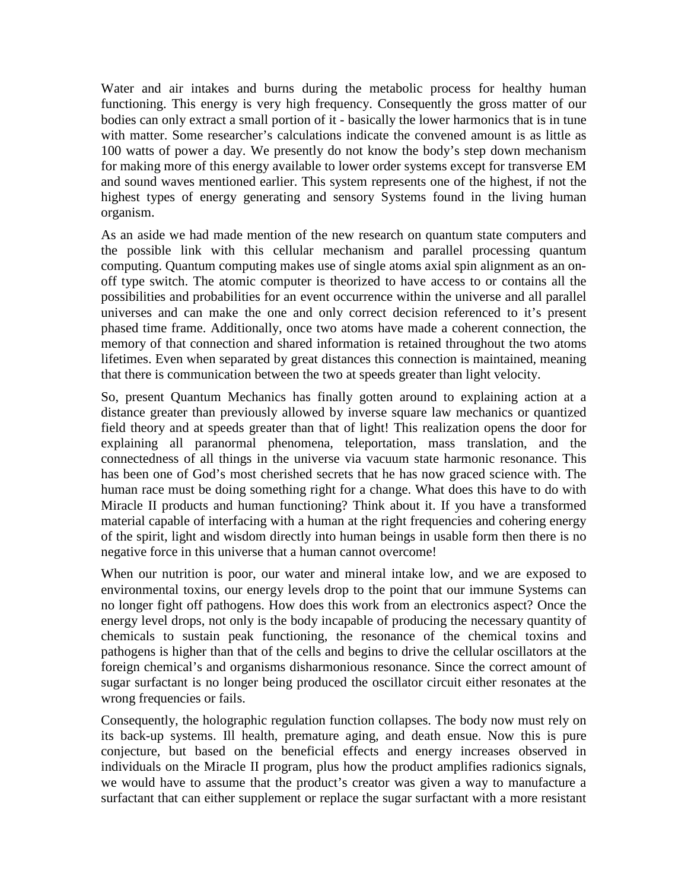Water and air intakes and burns during the metabolic process for healthy human functioning. This energy is very high frequency. Consequently the gross matter of our bodies can only extract a small portion of it - basically the lower harmonics that is in tune with matter. Some researcher's calculations indicate the convened amount is as little as 100 watts of power a day. We presently do not know the body's step down mechanism for making more of this energy available to lower order systems except for transverse EM and sound waves mentioned earlier. This system represents one of the highest, if not the highest types of energy generating and sensory Systems found in the living human organism.

As an aside we had made mention of the new research on quantum state computers and the possible link with this cellular mechanism and parallel processing quantum computing. Quantum computing makes use of single atoms axial spin alignment as an on-off type switch. The atomic computer is theorized to have access to or contains all the possibilities and probabilities for an event occurrence within the universe and all parallel universes and can make the one and only correct decision referenced to it's present phased time frame. Additionally, once two atoms have made a coherent connection, the memory of that connection and shared information is retained throughout the two atoms lifetimes. Even when separated by great distances this connection is maintained, meaning that there is communication between the two at speeds greater than light velocity.

So, present Quantum Mechanics has finally gotten around to explaining action at a distance greater than previously allowed by inverse square law mechanics or quantized field theory and at speeds greater than that of light! This realization opens the door for explaining all paranormal phenomena, teleportation, mass translation, and the connectedness of all things in the universe via vacuum state harmonic resonance. This has been one of God's most cherished secrets that he has now graced science with. The human race must be doing something right for a change. What does this have to do with Miracle II products and human functioning? Think about it. If you have a transformed material capable of interfacing with a human at the right frequencies and cohering energy of the spirit, light and wisdom directly into human beings in usable form then there is no negative force in this universe that a human cannot overcome!

When our nutrition is poor, our water and mineral intake low, and we are exposed to environmental toxins, our energy levels drop to the point that our immune Systems can no longer fight off pathogens. How does this work from an electronics aspect? Once the energy level drops, not only is the body incapable of producing the necessary quantity of chemicals to sustain peak functioning, the resonance of the chemical toxins and pathogens is higher than that of the cells and begins to drive the cellular oscillators at the foreign chemical's and organisms disharmonious resonance. Since the correct amount of sugar surfactant is no longer being produced the oscillator circuit either resonates at the wrong frequencies or fails.

Consequently, the holographic regulation function collapses. The body now must rely on its back-up systems. Ill health, premature aging, and death ensue. Now this is pure conjecture, but based on the beneficial effects and energy increases observed in individuals on the Miracle II program, plus how the product amplifies radionics signals, we would have to assume that the product's creator was given a way to manufacture a surfactant that can either supplement or replace the sugar surfactant with a more resistant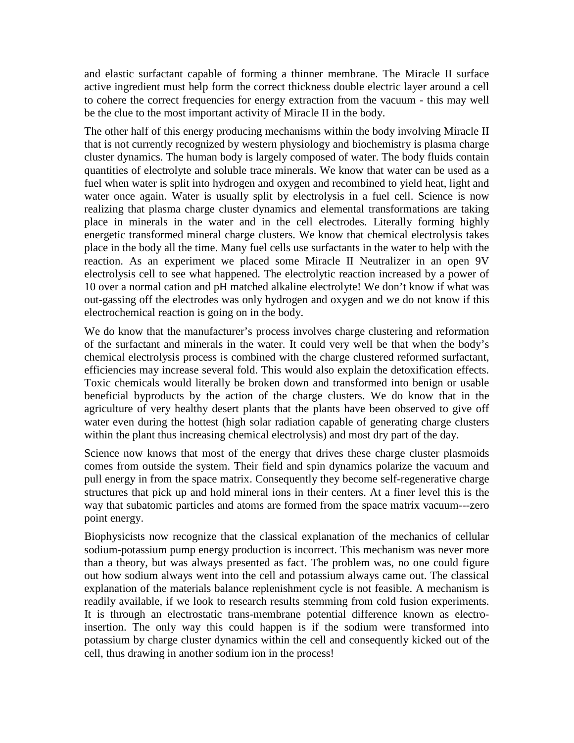and elastic surfactant capable of forming a thinner membrane. The Miracle II surface active ingredient must help form the correct thickness double electric layer around a cell to cohere the correct frequencies for energy extraction from the vacuum - this may well be the clue to the most important activity of Miracle II in the body.

The other half of this energy producing mechanisms within the body involving Miracle II that is not currently recognized by western physiology and biochemistry is plasma charge cluster dynamics. The human body is largely composed of water. The body fluids contain quantities of electrolyte and soluble trace minerals. We know that water can be used as a fuel when water is split into hydrogen and oxygen and recombined to yield heat, light and water once again. Water is usually split by electrolysis in a fuel cell. Science is now realizing that plasma charge cluster dynamics and elemental transformations are taking place in minerals in the water and in the cell electrodes. Literally forming highly energetic transformed mineral charge clusters. We know that chemical electrolysis takes place in the body all the time. Many fuel cells use surfactants in the water to help with the reaction. As an experiment we placed some Miracle II Neutralizer in an open 9V electrolysis cell to see what happened. The electrolytic reaction increased by a power of 10 over a normal cation and pH matched alkaline electrolyte! We don't know if what was out-gassing off the electrodes was only hydrogen and oxygen and we do not know if this electrochemical reaction is going on in the body.

We do know that the manufacturer's process involves charge clustering and reformation of the surfactant and minerals in the water. It could very well be that when the body's chemical electrolysis process is combined with the charge clustered reformed surfactant, efficiencies may increase several fold. This would also explain the detoxification effects. Toxic chemicals would literally be broken down and transformed into benign or usable beneficial byproducts by the action of the charge clusters. We do know that in the agriculture of very healthy desert plants that the plants have been observed to give off water even during the hottest (high solar radiation capable of generating charge clusters within the plant thus increasing chemical electrolysis) and most dry part of the day.

Science now knows that most of the energy that drives these charge cluster plasmoids comes from outside the system. Their field and spin dynamics polarize the vacuum and pull energy in from the space matrix. Consequently they become self-regenerative charge structures that pick up and hold mineral ions in their centers. At a finer level this is the way that subatomic particles and atoms are formed from the space matrix vacuum---zero point energy.

Biophysicists now recognize that the classical explanation of the mechanics of cellular sodium-potassium pump energy production is incorrect. This mechanism was never more than a theory, but was always presented as fact. The problem was, no one could figure out how sodium always went into the cell and potassium always came out. The classical explanation of the materials balance replenishment cycle is not feasible. A mechanism is readily available, if we look to research results stemming from cold fusion experiments. It is through an electrostatic trans-membrane potential difference known as electro-insertion. The only way this could happen is if the sodium were transformed into potassium by charge cluster dynamics within the cell and consequently kicked out of the cell, thus drawing in another sodium ion in the process!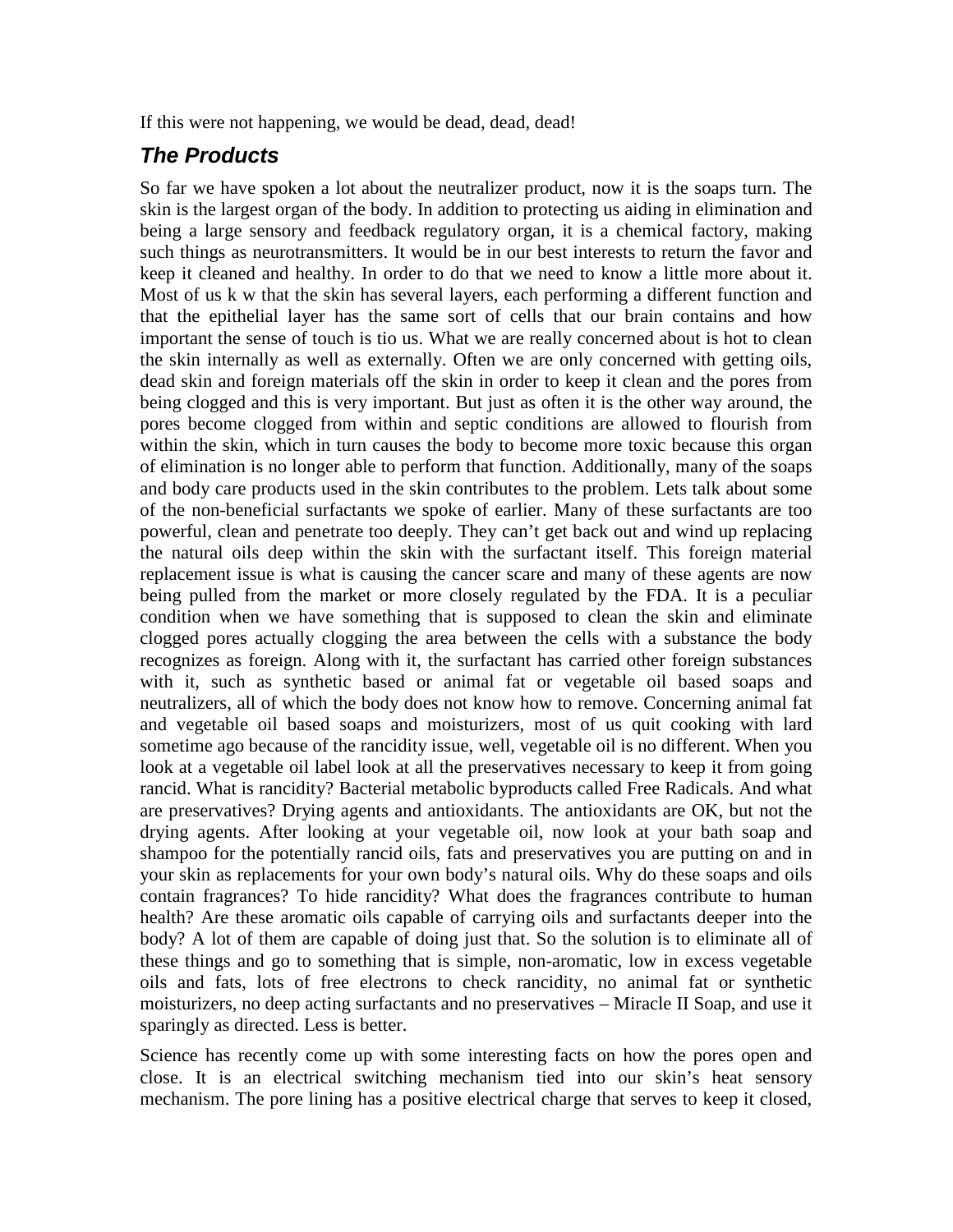If this were not happening, we would be dead, dead, dead!

## ***The Products***

So far we have spoken a lot about the neutralizer product, now it is the soaps turn. The skin is the largest organ of the body. In addition to protecting us aiding in elimination and being a large sensory and feedback regulatory organ, it is a chemical factory, making such things as neurotransmitters. It would be in our best interests to return the favor and keep it cleaned and healthy. In order to do that we need to know a little more about it. Most of us k w that the skin has several layers, each performing a different function and that the epithelial layer has the same sort of cells that our brain contains and how important the sense of touch is tio us. What we are really concerned about is hot to clean the skin internally as well as externally. Often we are only concerned with getting oils, dead skin and foreign materials off the skin in order to keep it clean and the pores from being clogged and this is very important. But just as often it is the other way around, the pores become clogged from within and septic conditions are allowed to flourish from within the skin, which in turn causes the body to become more toxic because this organ of elimination is no longer able to perform that function. Additionally, many of the soaps and body care products used in the skin contributes to the problem. Lets talk about some of the non-beneficial surfactants we spoke of earlier. Many of these surfactants are too powerful, clean and penetrate too deeply. They can't get back out and wind up replacing the natural oils deep within the skin with the surfactant itself. This foreign material replacement issue is what is causing the cancer scare and many of these agents are now being pulled from the market or more closely regulated by the FDA. It is a peculiar condition when we have something that is supposed to clean the skin and eliminate clogged pores actually clogging the area between the cells with a substance the body recognizes as foreign. Along with it, the surfactant has carried other foreign substances with it, such as synthetic based or animal fat or vegetable oil based soaps and neutralizers, all of which the body does not know how to remove. Concerning animal fat and vegetable oil based soaps and moisturizers, most of us quit cooking with lard sometime ago because of the rancidity issue, well, vegetable oil is no different. When you look at a vegetable oil label look at all the preservatives necessary to keep it from going rancid. What is rancidity? Bacterial metabolic byproducts called Free Radicals. And what are preservatives? Drying agents and antioxidants. The antioxidants are OK, but not the drying agents. After looking at your vegetable oil, now look at your bath soap and shampoo for the potentially rancid oils, fats and preservatives you are putting on and in your skin as replacements for your own body's natural oils. Why do these soaps and oils contain fragrances? To hide rancidity? What does the fragrances contribute to human health? Are these aromatic oils capable of carrying oils and surfactants deeper into the body? A lot of them are capable of doing just that. So the solution is to eliminate all of these things and go to something that is simple, non-aromatic, low in excess vegetable oils and fats, lots of free electrons to check rancidity, no animal fat or synthetic moisturizers, no deep acting surfactants and no preservatives – Miracle II Soap, and use it sparingly as directed. Less is better.

Science has recently come up with some interesting facts on how the pores open and close. It is an electrical switching mechanism tied into our skin's heat sensory mechanism. The pore lining has a positive electrical charge that serves to keep it closed,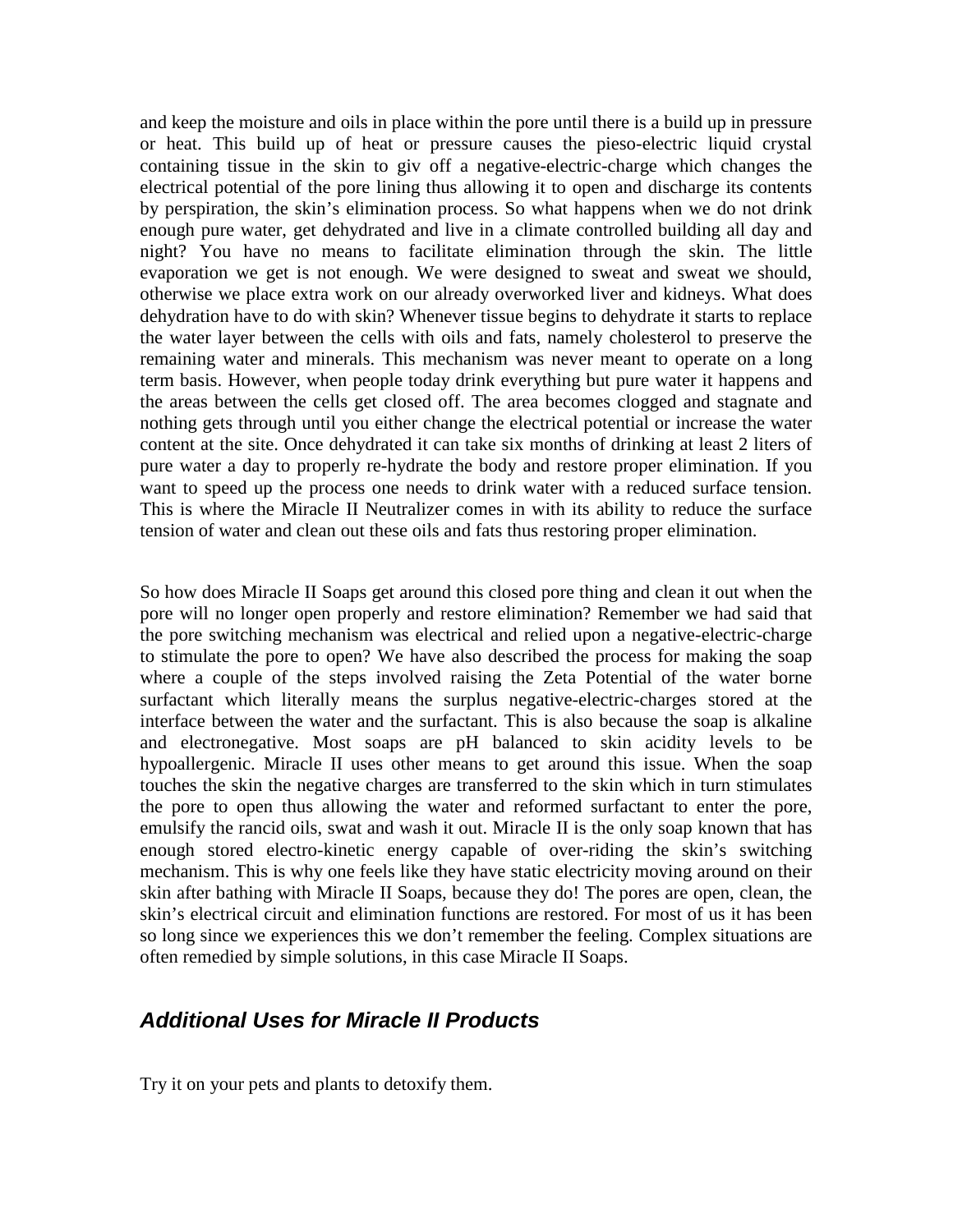and keep the moisture and oils in place within the pore until there is a build up in pressure or heat. This build up of heat or pressure causes the pieso-electric liquid crystal containing tissue in the skin to giv off a negative-electric-charge which changes the electrical potential of the pore lining thus allowing it to open and discharge its contents by perspiration, the skin's elimination process. So what happens when we do not drink enough pure water, get dehydrated and live in a climate controlled building all day and night? You have no means to facilitate elimination through the skin. The little evaporation we get is not enough. We were designed to sweat and sweat we should, otherwise we place extra work on our already overworked liver and kidneys. What does dehydration have to do with skin? Whenever tissue begins to dehydrate it starts to replace the water layer between the cells with oils and fats, namely cholesterol to preserve the remaining water and minerals. This mechanism was never meant to operate on a long term basis. However, when people today drink everything but pure water it happens and the areas between the cells get closed off. The area becomes clogged and stagnate and nothing gets through until you either change the electrical potential or increase the water content at the site. Once dehydrated it can take six months of drinking at least 2 liters of pure water a day to properly re-hydrate the body and restore proper elimination. If you want to speed up the process one needs to drink water with a reduced surface tension. This is where the Miracle II Neutralizer comes in with its ability to reduce the surface tension of water and clean out these oils and fats thus restoring proper elimination.

So how does Miracle II Soaps get around this closed pore thing and clean it out when the pore will no longer open properly and restore elimination? Remember we had said that the pore switching mechanism was electrical and relied upon a negative-electric-charge to stimulate the pore to open? We have also described the process for making the soap where a couple of the steps involved raising the Zeta Potential of the water borne surfactant which literally means the surplus negative-electric-charges stored at the interface between the water and the surfactant. This is also because the soap is alkaline and electronegative. Most soaps are pH balanced to skin acidity levels to be hypoallergenic. Miracle II uses other means to get around this issue. When the soap touches the skin the negative charges are transferred to the skin which in turn stimulates the pore to open thus allowing the water and reformed surfactant to enter the pore, emulsify the rancid oils, swat and wash it out. Miracle II is the only soap known that has enough stored electro-kinetic energy capable of over-riding the skin's switching mechanism. This is why one feels like they have static electricity moving around on their skin after bathing with Miracle II Soaps, because they do! The pores are open, clean, the skin's electrical circuit and elimination functions are restored. For most of us it has been so long since we experiences this we don't remember the feeling. Complex situations are often remedied by simple solutions, in this case Miracle II Soaps.

## *Additional Uses for Miracle II Products*

Try it on your pets and plants to detoxify them.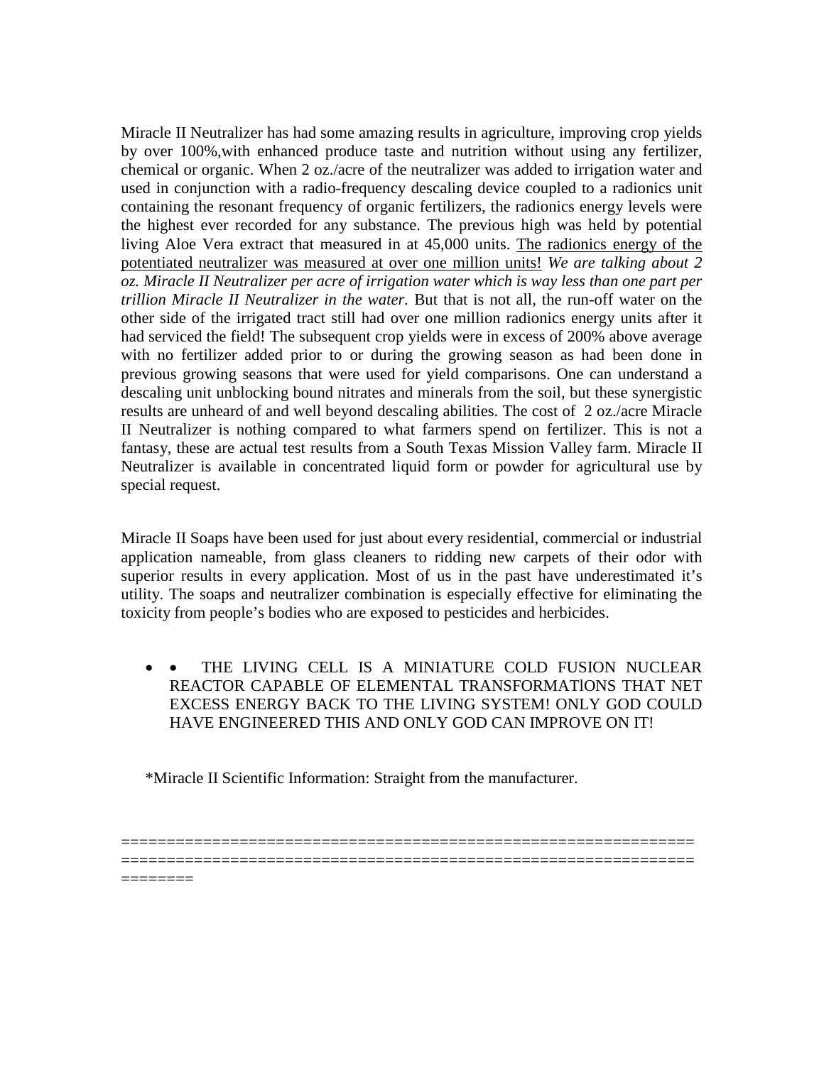Miracle II Neutralizer has had some amazing results in agriculture, improving crop yields by over 100%,with enhanced produce taste and nutrition without using any fertilizer, chemical or organic. When 2 oz./acre of the neutralizer was added to irrigation water and used in conjunction with a radio-frequency descaling device coupled to a radionics unit containing the resonant frequency of organic fertilizers, the radionics energy levels were the highest ever recorded for any substance. The previous high was held by potential living Aloe Vera extract that measured in at 45,000 units. <u>The radionics energy of the potentiated neutralizer was measured at over one million units!</u> *We are talking about 2 oz. Miracle II Neutralizer per acre of irrigation water which is way less than one part per trillion Miracle II Neutralizer in the water.* But that is not all, the run-off water on the other side of the irrigated tract still had over one million radionics energy units after it had serviced the field! The subsequent crop yields were in excess of 200% above average with no fertilizer added prior to or during the growing season as had been done in previous growing seasons that were used for yield comparisons. One can understand a descaling unit unblocking bound nitrates and minerals from the soil, but these synergistic results are unheard of and well beyond descaling abilities. The cost of 2 oz./acre Miracle II Neutralizer is nothing compared to what farmers spend on fertilizer. This is not a fantasy, these are actual test results from a South Texas Mission Valley farm. Miracle II Neutralizer is available in concentrated liquid form or powder for agricultural use by special request.

Miracle II Soaps have been used for just about every residential, commercial or industrial application nameable, from glass cleaners to ridding new carpets of their odor with superior results in every application. Most of us in the past have underestimated it's utility. The soaps and neutralizer combination is especially effective for eliminating the toxicity from people's bodies who are exposed to pesticides and herbicides.

- • THE LIVING CELL IS A MINIATURE COLD FUSION NUCLEAR REACTOR CAPABLE OF ELEMENTAL TRANSFORMATlONS THAT NET EXCESS ENERGY BACK TO THE LIVING SYSTEM! ONLY GOD COULD HAVE ENGINEERED THIS AND ONLY GOD CAN IMPROVE ON IT!

*Miracle II Scientific Information: Straight from the manufacturer.

==============================================================================================================================================